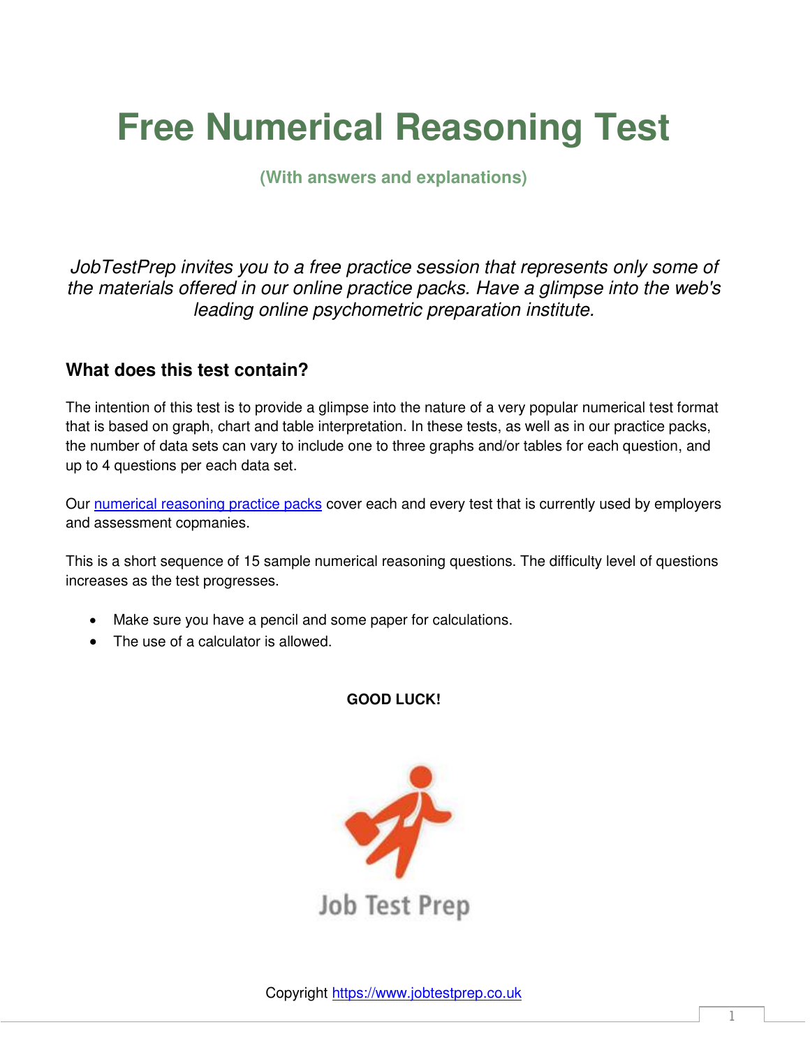# Free Numerical Reasoning Test

**(With answers and explanations)**

*JobTestPrep invites you to a free practice session that represents only some of the materials offered in our online practice packs. Have a glimpse into the web's leading online psychometric preparation institute.*

## What does this test contain?

The intention of this test is to provide a glimpse into the nature of a very popular numerical test format that is based on graph, chart and table interpretation. In these tests, as well as in our practice packs, the number of data sets can vary to include one to three graphs and/or tables for each question, and up to 4 questions per each data set.

Our numerical reasoning practice packs cover each and every test that is currently used by employers and assessment copmanies.

This is a short sequence of 15 sample numerical reasoning questions. The difficulty level of questions increases as the test progresses.

- Make sure you have a pencil and some paper for calculations.
- The use of a calculator is allowed.

**GOOD LUCK!**

Job Test Prep

Copyright https://www.jobtestprep.co.uk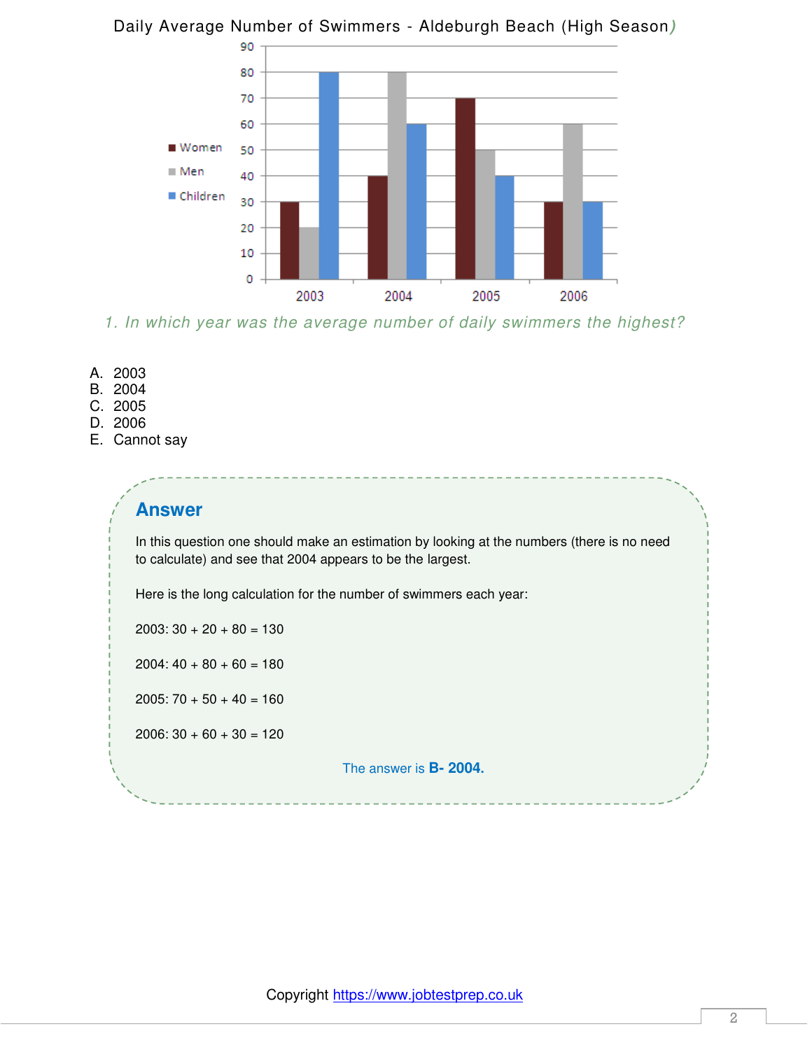Daily Average Number of Swimmers - Aldeburgh Beach (High Season)

| | 2003 | 2004 | 2005 | 2006 |
|---|---|---|---|---|
| Women | 30 | 40 | 70 | 30 |
| Men | 20 | 80 | 50 | 60 |
| Children | 80 | 60 | 40 | 30 |

*1. In which year was the average number of daily swimmers the highest?*

A. 2003
B. 2004
C. 2005
D. 2006
E. Cannot say

## Answer

In this question one should make an estimation by looking at the numbers (there is no need to calculate) and see that 2004 appears to be the largest.

Here is the long calculation for the number of swimmers each year:

2003: 30 + 20 + 80 = 130

2004: 40 + 80 + 60 = 180

2005: 70 + 50 + 40 = 160

2006: 30 + 60 + 30 = 120

The answer is **B- 2004.**

Copyright https://www.jobtestprep.co.uk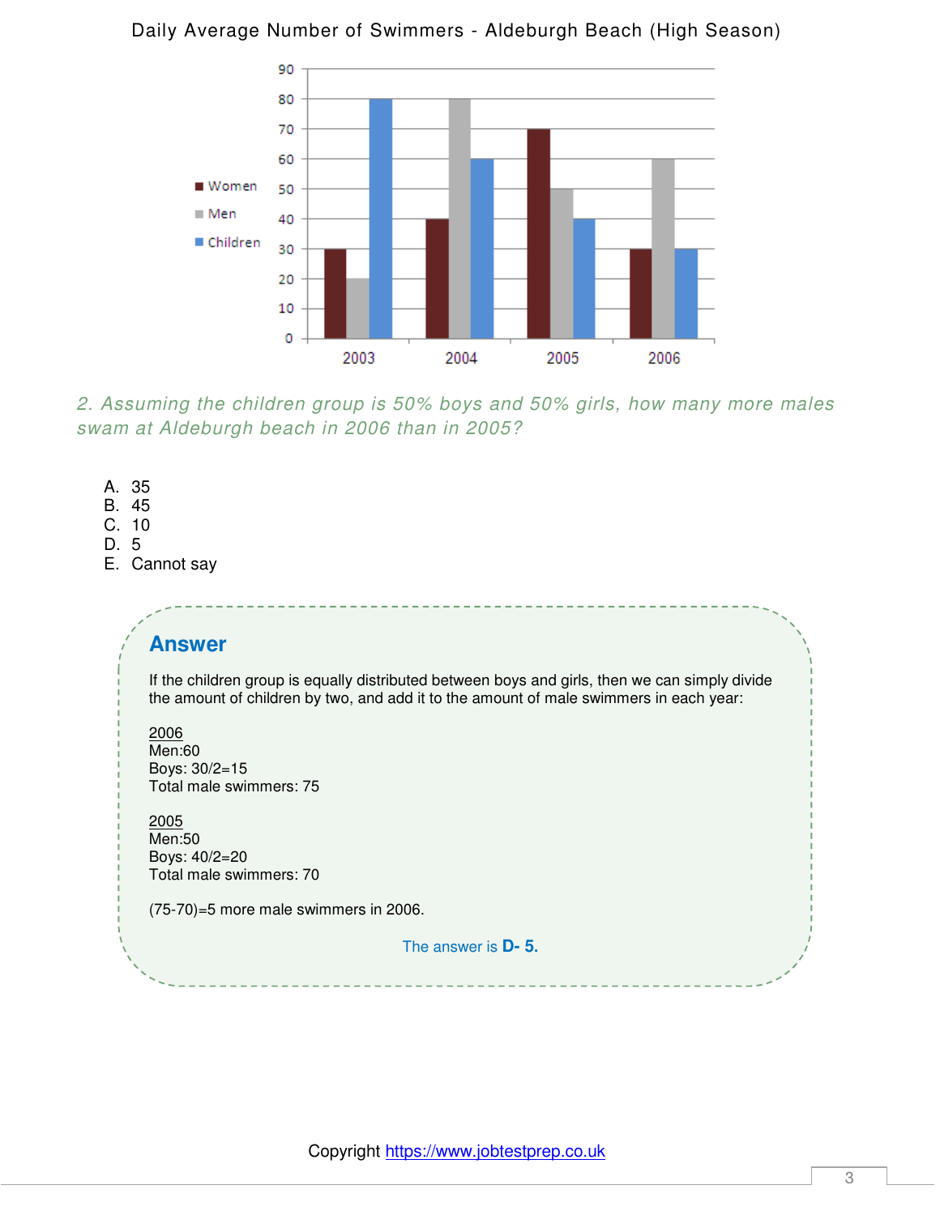Daily Average Number of Swimmers - Aldeburgh Beach (High Season)

| Year | Women | Men | Children |
|---|---|---|---|
| 2003 | 30 | 20 | 80 |
| 2004 | 40 | 80 | 60 |
| 2005 | 70 | 50 | 40 |
| 2006 | 30 | 60 | 30 |

*2. Assuming the children group is 50% boys and 50% girls, how many more males swam at Aldeburgh beach in 2006 than in 2005?*

A. 35
B. 45
C. 10
D. 5
E. Cannot say

## Answer

If the children group is equally distributed between boys and girls, then we can simply divide the amount of children by two, and add it to the amount of male swimmers in each year:

2006
Men:60
Boys: 30/2=15
Total male swimmers: 75

2005
Men:50
Boys: 40/2=20
Total male swimmers: 70

(75-70)=5 more male swimmers in 2006.

The answer is **D- 5.**

Copyright https://www.jobtestprep.co.uk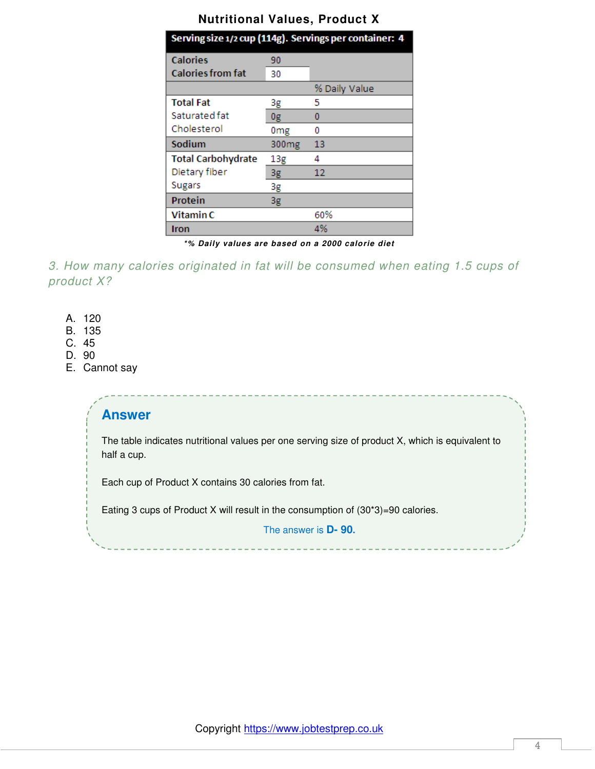**Nutritional Values, Product X**

| Serving size 1/2 cup (114g). Servings per container: 4 | | |
|---|---|---|
| Calories | 90 | |
| Calories from fat | 30 | |
| | | % Daily Value |
| **Total Fat** | 3g | 5 |
| Saturated fat | 0g | 0 |
| Cholesterol | 0mg | 0 |
| **Sodium** | 300mg | 13 |
| **Total Carbohydrate** | 13g | 4 |
| Dietary fiber | 3g | 12 |
| Sugars | 3g | |
| **Protein** | 3g | |
| **Vitamin C** | | 60% |
| **Iron** | | 4% |

****% Daily values are based on a 2000 calorie diet***

*3. How many calories originated in fat will be consumed when eating 1.5 cups of product X?*

A. 120
B. 135
C. 45
D. 90
E. Cannot say

## Answer

The table indicates nutritional values per one serving size of product X, which is equivalent to half a cup.

Each cup of Product X contains 30 calories from fat.

Eating 3 cups of Product X will result in the consumption of (30*3)=90 calories.

The answer is **D- 90.**

Copyright https://www.jobtestprep.co.uk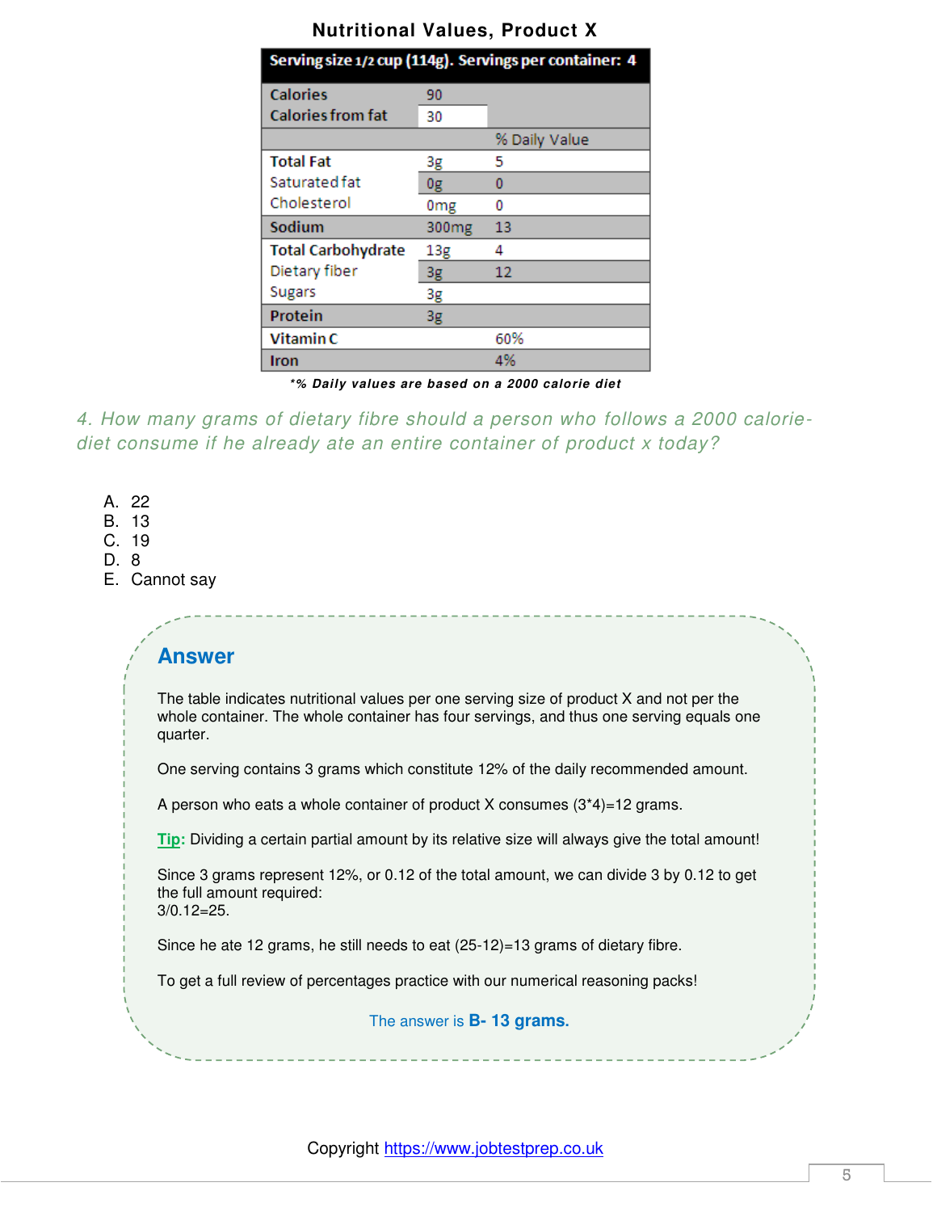**Nutritional Values, Product X**

| Serving size 1/2 cup (114g). Servings per container: 4 | | |
|---|---|---|
| Calories | 90 | |
| Calories from fat | 30 | |
| | | % Daily Value |
| **Total Fat** | 3g | 5 |
| Saturated fat | 0g | 0 |
| Cholesterol | 0mg | 0 |
| **Sodium** | 300mg | 13 |
| **Total Carbohydrate** | 13g | 4 |
| Dietary fiber | 3g | 12 |
| Sugars | 3g | |
| **Protein** | 3g | |
| **Vitamin C** | | 60% |
| **Iron** | | 4% |

***% Daily values are based on a 2000 calorie diet**

*4. How many grams of dietary fibre should a person who follows a 2000 calorie-diet consume if he already ate an entire container of product x today?*

A. 22
B. 13
C. 19
D. 8
E. Cannot say

## Answer

The table indicates nutritional values per one serving size of product X and not per the whole container. The whole container has four servings, and thus one serving equals one quarter.

One serving contains 3 grams which constitute 12% of the daily recommended amount.

A person who eats a whole container of product X consumes (3*4)=12 grams.

**Tip:** Dividing a certain partial amount by its relative size will always give the total amount!

Since 3 grams represent 12%, or 0.12 of the total amount, we can divide 3 by 0.12 to get the full amount required:
3/0.12=25.

Since he ate 12 grams, he still needs to eat (25-12)=13 grams of dietary fibre.

To get a full review of percentages practice with our numerical reasoning packs!

The answer is **B- 13 grams.**

Copyright https://www.jobtestprep.co.uk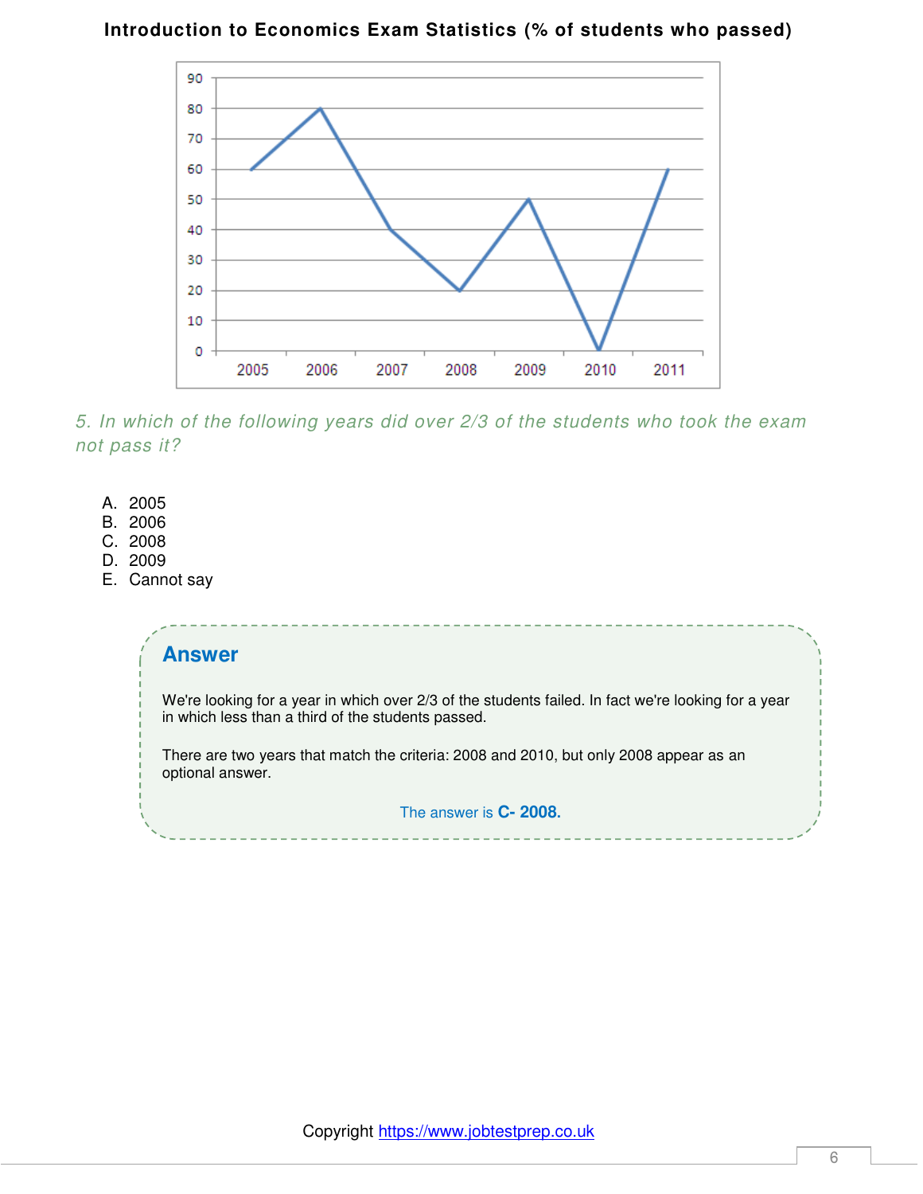**Introduction to Economics Exam Statistics (% of students who passed)**

| Year | % of students who passed |
|---|---|
| 2005 | 60 |
| 2006 | 80 |
| 2007 | 40 |
| 2008 | 20 |
| 2009 | 50 |
| 2010 | 0 |
| 2011 | 60 |

*5. In which of the following years did over 2/3 of the students who took the exam not pass it?*

A. 2005
B. 2006
C. 2008
D. 2009
E. Cannot say

## Answer

We're looking for a year in which over 2/3 of the students failed. In fact we're looking for a year in which less than a third of the students passed.

There are two years that match the criteria: 2008 and 2010, but only 2008 appear as an optional answer.

The answer is **C- 2008.**

Copyright https://www.jobtestprep.co.uk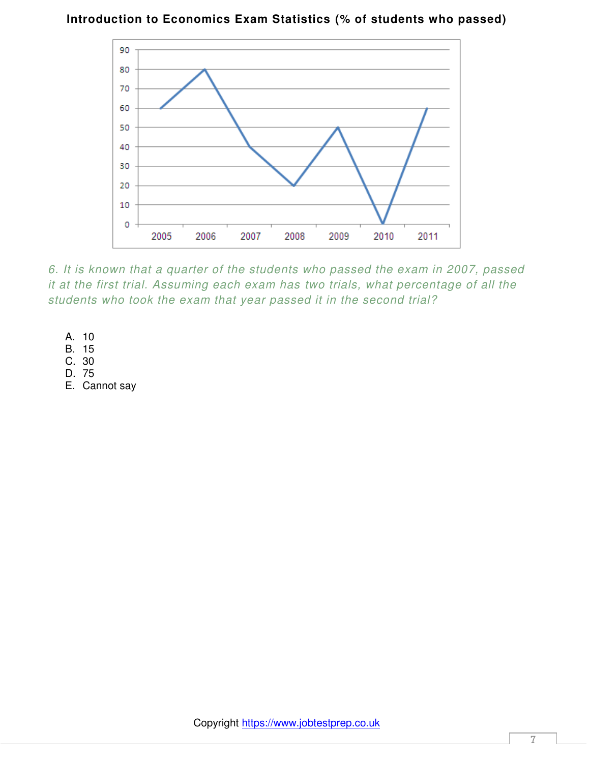**Introduction to Economics Exam Statistics (% of students who passed)**

| Year | % of students who passed |
|---|---|
| 2005 | 60 |
| 2006 | 80 |
| 2007 | 40 |
| 2008 | 20 |
| 2009 | 50 |
| 2010 | 0 |
| 2011 | 60 |

*6. It is known that a quarter of the students who passed the exam in 2007, passed it at the first trial. Assuming each exam has two trials, what percentage of all the students who took the exam that year passed it in the second trial?*

A. 10
B. 15
C. 30
D. 75
E. Cannot say

Copyright https://www.jobtestprep.co.uk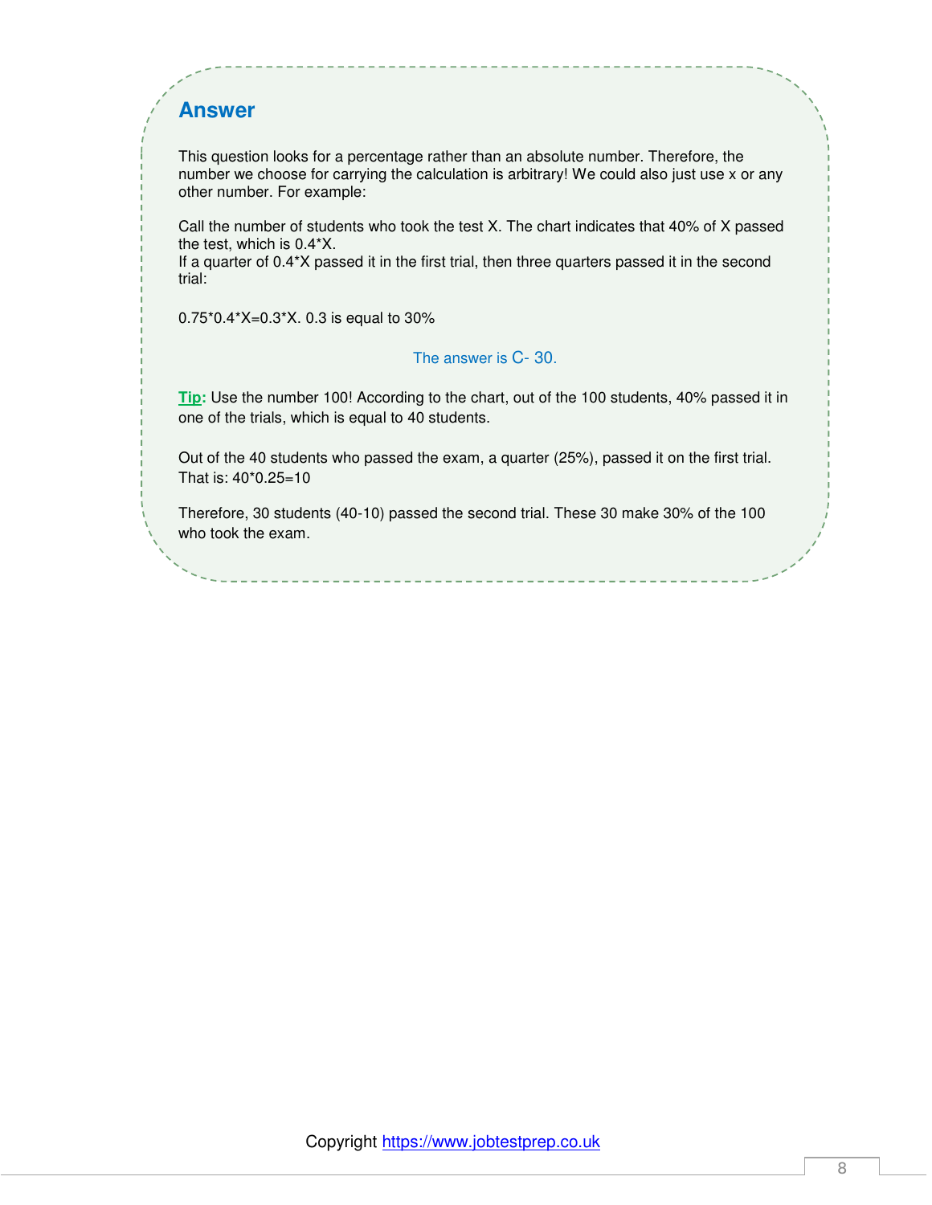## Answer

This question looks for a percentage rather than an absolute number. Therefore, the number we choose for carrying the calculation is arbitrary! We could also just use x or any other number. For example:

Call the number of students who took the test X. The chart indicates that 40% of X passed the test, which is 0.4*X.
If a quarter of 0.4*X passed it in the first trial, then three quarters passed it in the second trial:

0.75*0.4*X=0.3*X. 0.3 is equal to 30%

The answer is C- 30.

**Tip:** Use the number 100! According to the chart, out of the 100 students, 40% passed it in one of the trials, which is equal to 40 students.

Out of the 40 students who passed the exam, a quarter (25%), passed it on the first trial. That is: 40*0.25=10

Therefore, 30 students (40-10) passed the second trial. These 30 make 30% of the 100 who took the exam.

Copyright https://www.jobtestprep.co.uk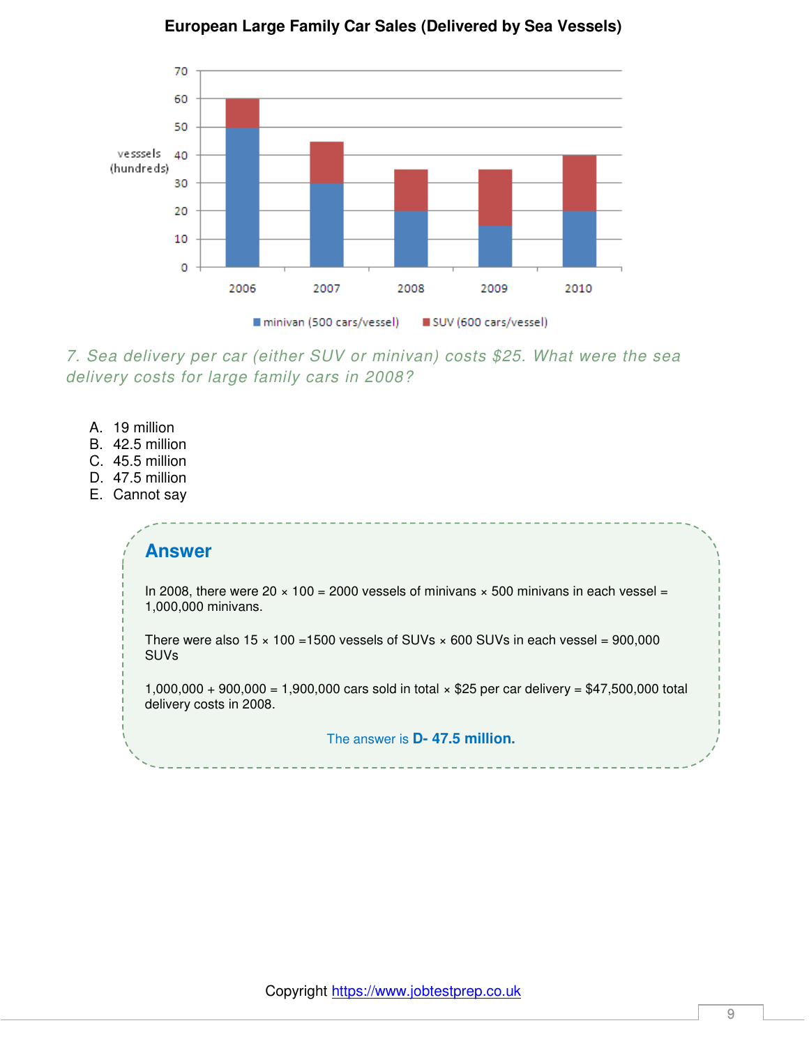**European Large Family Car Sales (Delivered by Sea Vessels)**

| | 2006 | 2007 | 2008 | 2009 | 2010 |
|---|---|---|---|---|---|
| minivan (500 cars/vessel) | 50 | 30 | 20 | 15 | 20 |
| SUV (600 cars/vessel) | 10 | 15 | 15 | 20 | 20 |

vesssels (hundreds)

*7. Sea delivery per car (either SUV or minivan) costs $25. What were the sea delivery costs for large family cars in 2008?*

A. 19 million
B. 42.5 million
C. 45.5 million
D. 47.5 million
E. Cannot say

## Answer

In 2008, there were 20 × 100 = 2000 vessels of minivans × 500 minivans in each vessel = 1,000,000 minivans.

There were also 15 × 100 =1500 vessels of SUVs × 600 SUVs in each vessel = 900,000 SUVs

1,000,000 + 900,000 = 1,900,000 cars sold in total × $25 per car delivery = $47,500,000 total delivery costs in 2008.

The answer is **D- 47.5 million.**

Copyright https://www.jobtestprep.co.uk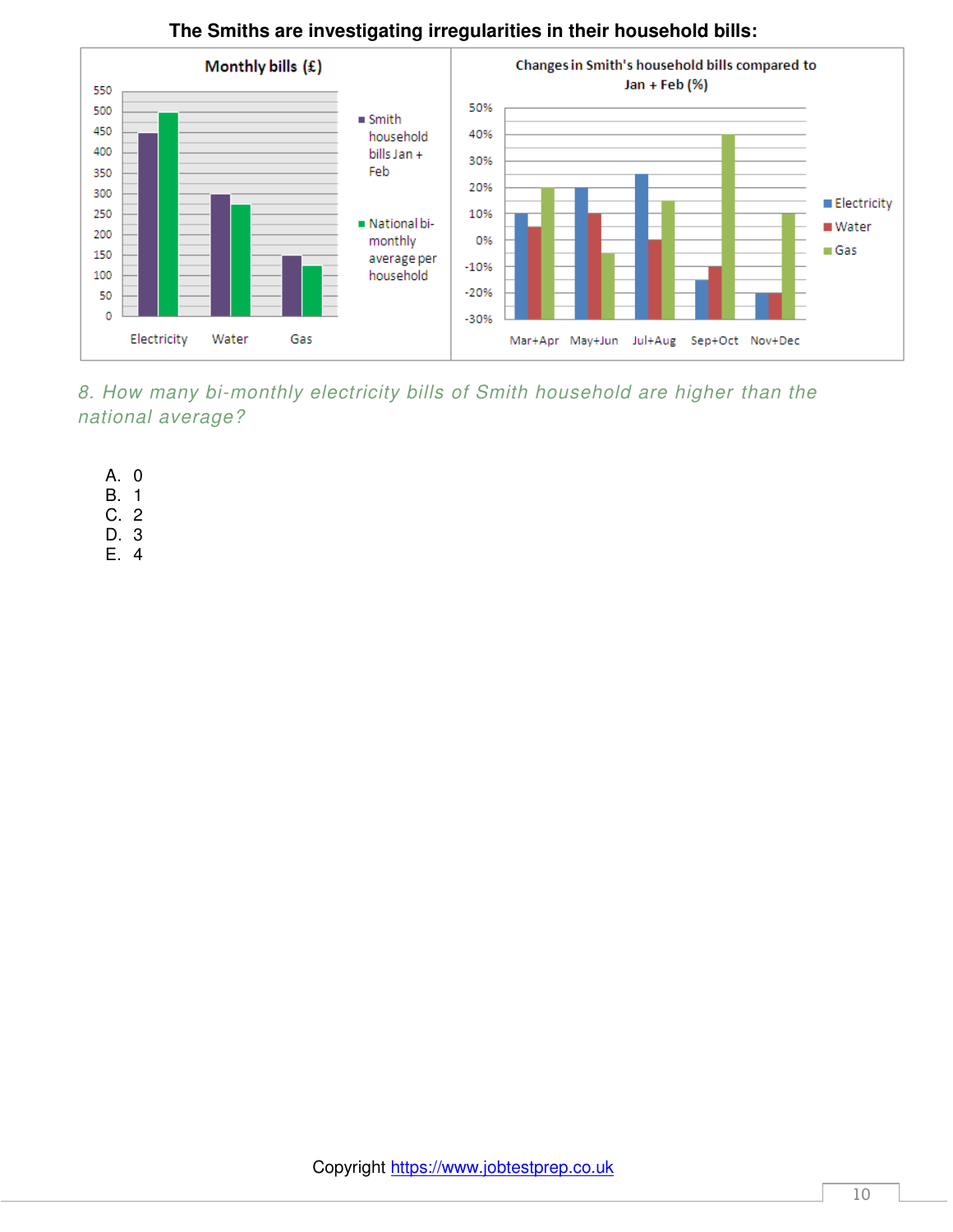**The Smiths are investigating irregularities in their household bills:**

*8. How many bi-monthly electricity bills of Smith household are higher than the national average?*

A. 0
B. 1
C. 2
D. 3
E. 4

Copyright https://www.jobtestprep.co.uk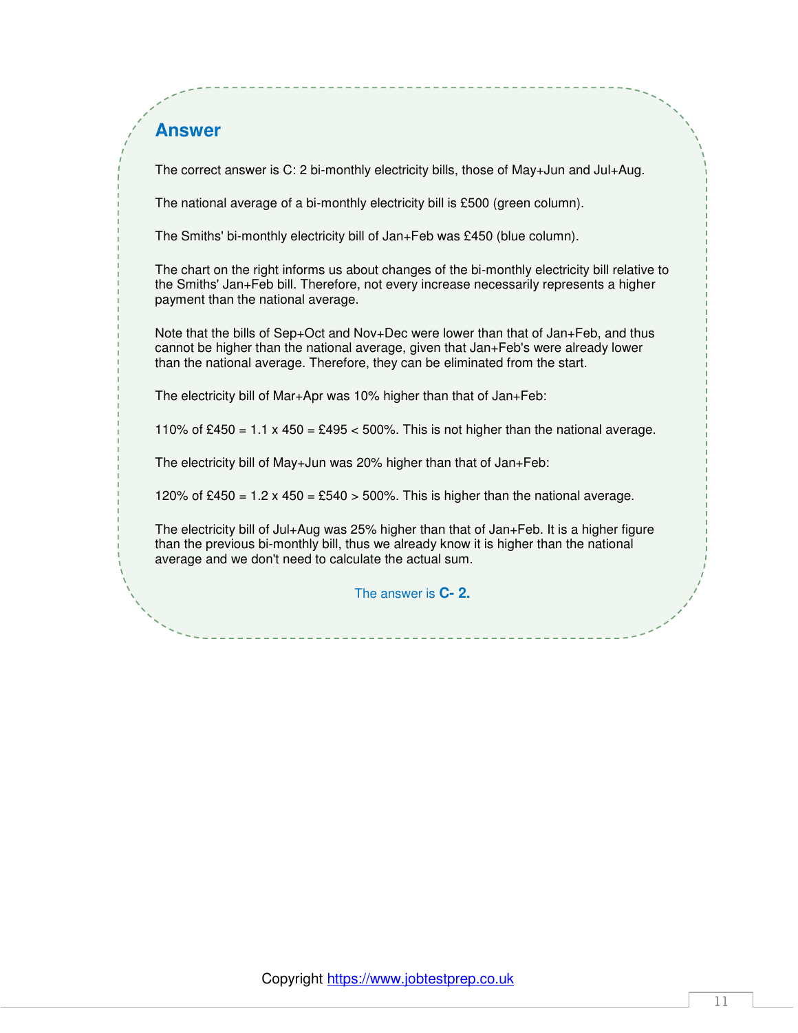## Answer

The correct answer is C: 2 bi-monthly electricity bills, those of May+Jun and Jul+Aug.

The national average of a bi-monthly electricity bill is £500 (green column).

The Smiths' bi-monthly electricity bill of Jan+Feb was £450 (blue column).

The chart on the right informs us about changes of the bi-monthly electricity bill relative to the Smiths' Jan+Feb bill. Therefore, not every increase necessarily represents a higher payment than the national average.

Note that the bills of Sep+Oct and Nov+Dec were lower than that of Jan+Feb, and thus cannot be higher than the national average, given that Jan+Feb's were already lower than the national average. Therefore, they can be eliminated from the start.

The electricity bill of Mar+Apr was 10% higher than that of Jan+Feb:

110% of £450 = 1.1 x 450 = £495 < 500%. This is not higher than the national average.

The electricity bill of May+Jun was 20% higher than that of Jan+Feb:

120% of £450 = 1.2 x 450 = £540 > 500%. This is higher than the national average.

The electricity bill of Jul+Aug was 25% higher than that of Jan+Feb. It is a higher figure than the previous bi-monthly bill, thus we already know it is higher than the national average and we don't need to calculate the actual sum.

The answer is **C- 2.**

Copyright https://www.jobtestprep.co.uk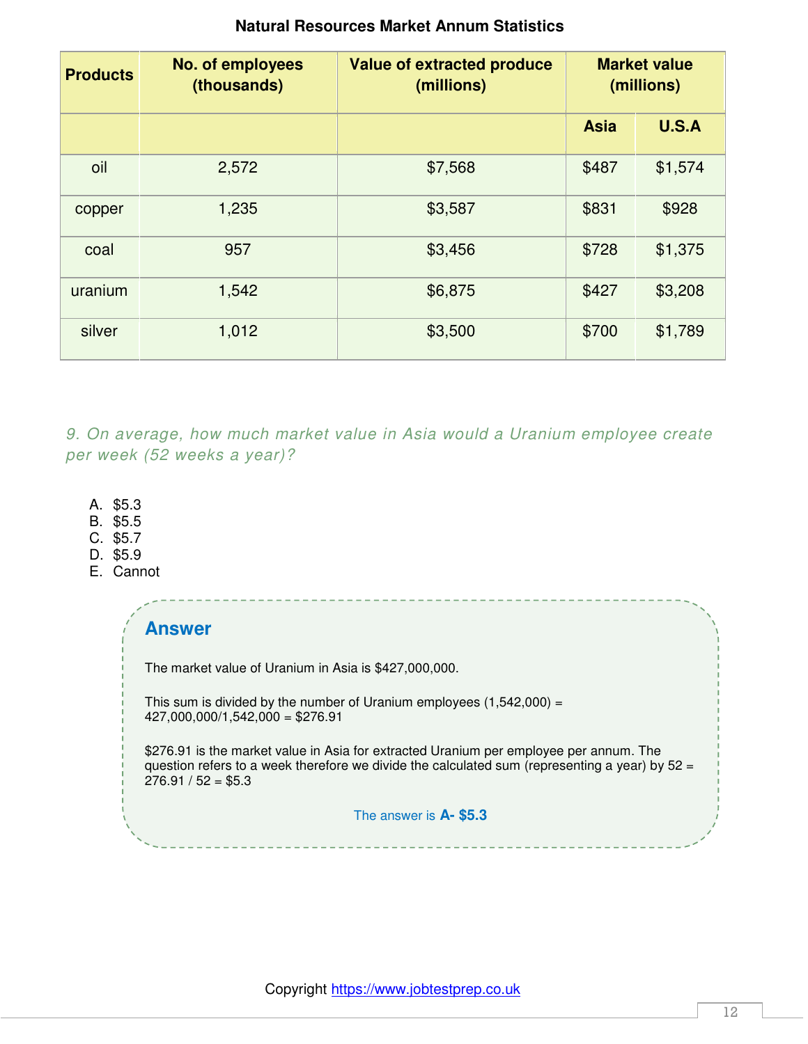**Natural Resources Market Annum Statistics**

| Products | No. of employees (thousands) | Value of extracted produce (millions) | Market value (millions) | |
|---|---|---|---|---|
| | | | Asia | U.S.A |
| oil | 2,572 | $7,568 | $487 | $1,574 |
| copper | 1,235 | $3,587 | $831 | $928 |
| coal | 957 | $3,456 | $728 | $1,375 |
| uranium | 1,542 | $6,875 | $427 | $3,208 |
| silver | 1,012 | $3,500 | $700 | $1,789 |

*9. On average, how much market value in Asia would a Uranium employee create per week (52 weeks a year)?*

A. $5.3
B. $5.5
C. $5.7
D. $5.9
E. Cannot

## Answer

The market value of Uranium in Asia is $427,000,000.

This sum is divided by the number of Uranium employees (1,542,000) = 427,000,000/1,542,000 = $276.91

$276.91 is the market value in Asia for extracted Uranium per employee per annum. The question refers to a week therefore we divide the calculated sum (representing a year) by 52 = 276.91 / 52 = $5.3

The answer is **A- $5.3**

Copyright https://www.jobtestprep.co.uk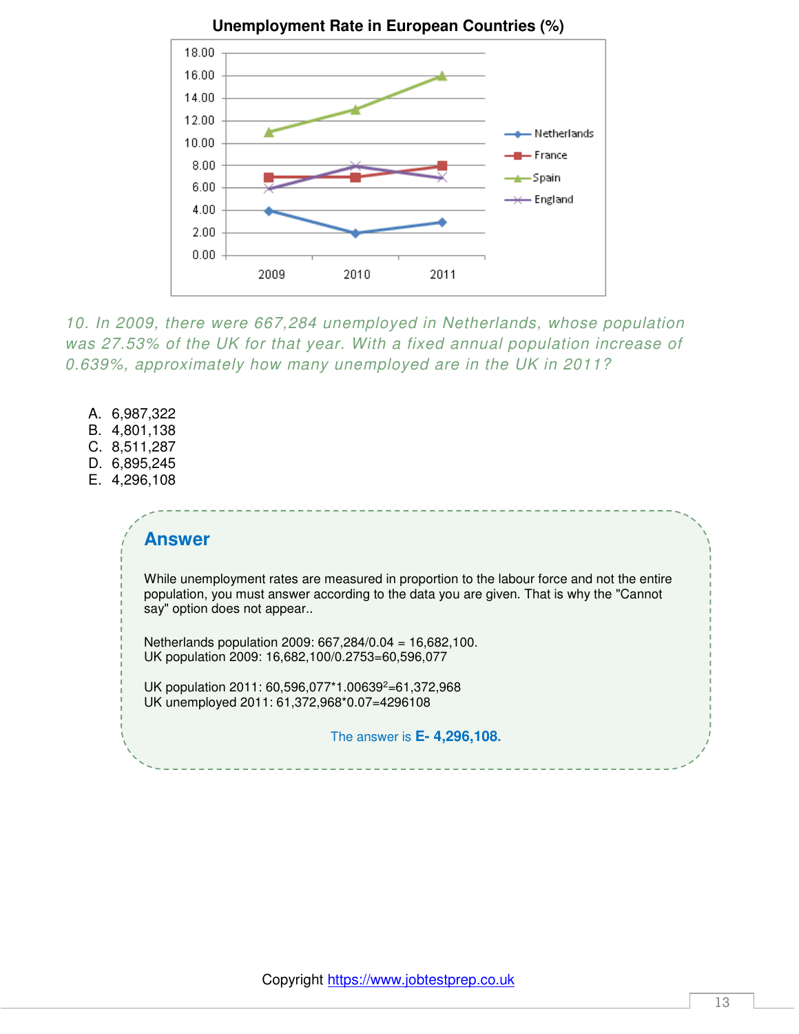**Unemployment Rate in European Countries (%)**

10. *In 2009, there were 667,284 unemployed in Netherlands, whose population was 27.53% of the UK for that year. With a fixed annual population increase of 0.639%, approximately how many unemployed are in the UK in 2011?*

A. 6,987,322
B. 4,801,138
C. 8,511,287
D. 6,895,245
E. 4,296,108

## Answer

While unemployment rates are measured in proportion to the labour force and not the entire population, you must answer according to the data you are given. That is why the "Cannot say" option does not appear..

Netherlands population 2009: 667,284/0.04 = 16,682,100.
UK population 2009: 16,682,100/0.2753=60,596,077

UK population 2011: 60,596,077*$1.00639^2$=61,372,968
UK unemployed 2011: 61,372,968*0.07=4296108

The answer is **E- 4,296,108.**

Copyright https://www.jobtestprep.co.uk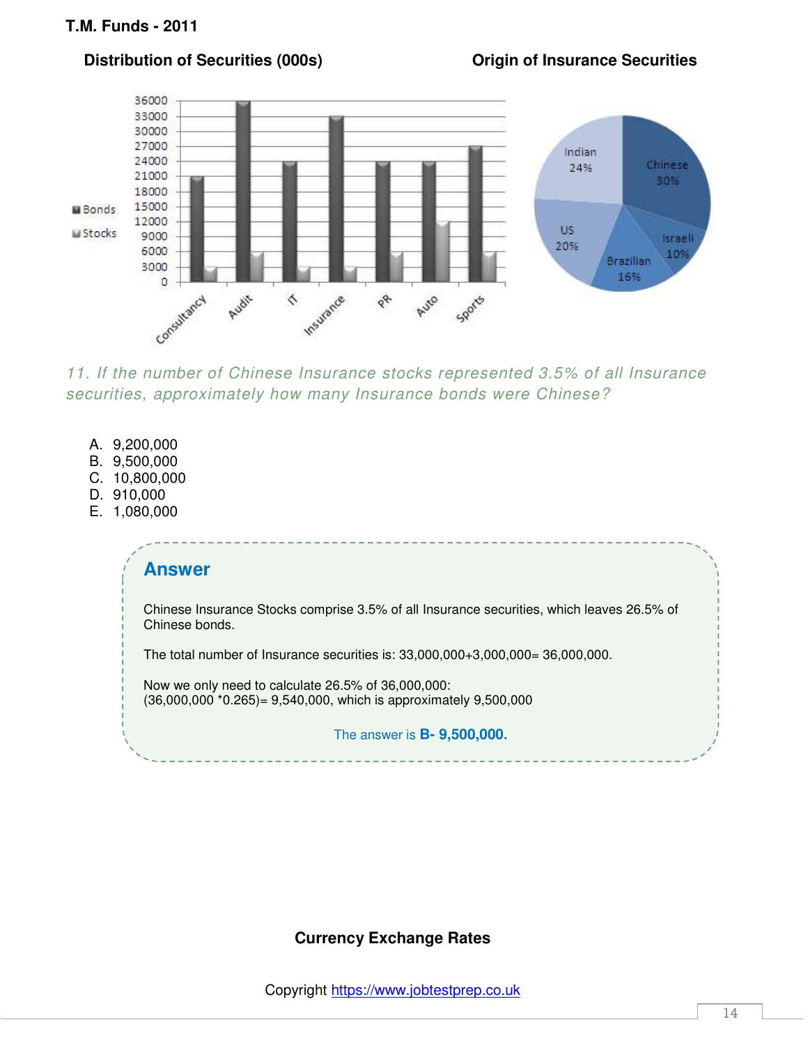**T.M. Funds - 2011**

**Distribution of Securities (000s)**

**Origin of Insurance Securities**

*11. If the number of Chinese Insurance stocks represented 3.5% of all Insurance securities, approximately how many Insurance bonds were Chinese?*

A. 9,200,000
B. 9,500,000
C. 10,800,000
D. 910,000
E. 1,080,000

## Answer

Chinese Insurance Stocks comprise 3.5% of all Insurance securities, which leaves 26.5% of Chinese bonds.

The total number of Insurance securities is: 33,000,000+3,000,000= 36,000,000.

Now we only need to calculate 26.5% of 36,000,000:
(36,000,000 *0.265)= 9,540,000, which is approximately 9,500,000

The answer is **B- 9,500,000.**

**Currency Exchange Rates**

Copyright https://www.jobtestprep.co.uk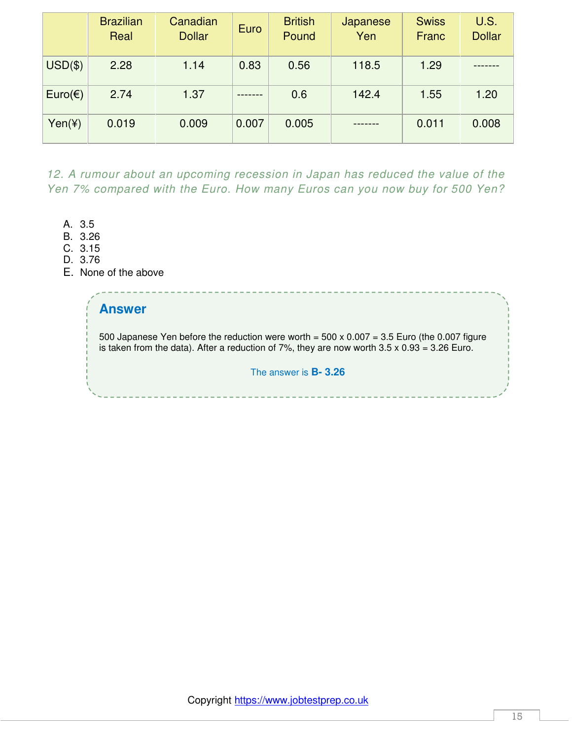| | Brazilian Real | Canadian Dollar | Euro | British Pound | Japanese Yen | Swiss Franc | U.S. Dollar |
|---|---|---|---|---|---|---|---|
| USD($) | 2.28 | 1.14 | 0.83 | 0.56 | 118.5 | 1.29 | ------- |
| Euro(€) | 2.74 | 1.37 | ------- | 0.6 | 142.4 | 1.55 | 1.20 |
| Yen(¥) | 0.019 | 0.009 | 0.007 | 0.005 | ------- | 0.011 | 0.008 |

*12. A rumour about an upcoming recession in Japan has reduced the value of the Yen 7% compared with the Euro. How many Euros can you now buy for 500 Yen?*

A. 3.5
B. 3.26
C. 3.15
D. 3.76
E. None of the above

## Answer

500 Japanese Yen before the reduction were worth = 500 x 0.007 = 3.5 Euro (the 0.007 figure is taken from the data). After a reduction of 7%, they are now worth 3.5 x 0.93 = 3.26 Euro.

The answer is **B- 3.26**

Copyright https://www.jobtestprep.co.uk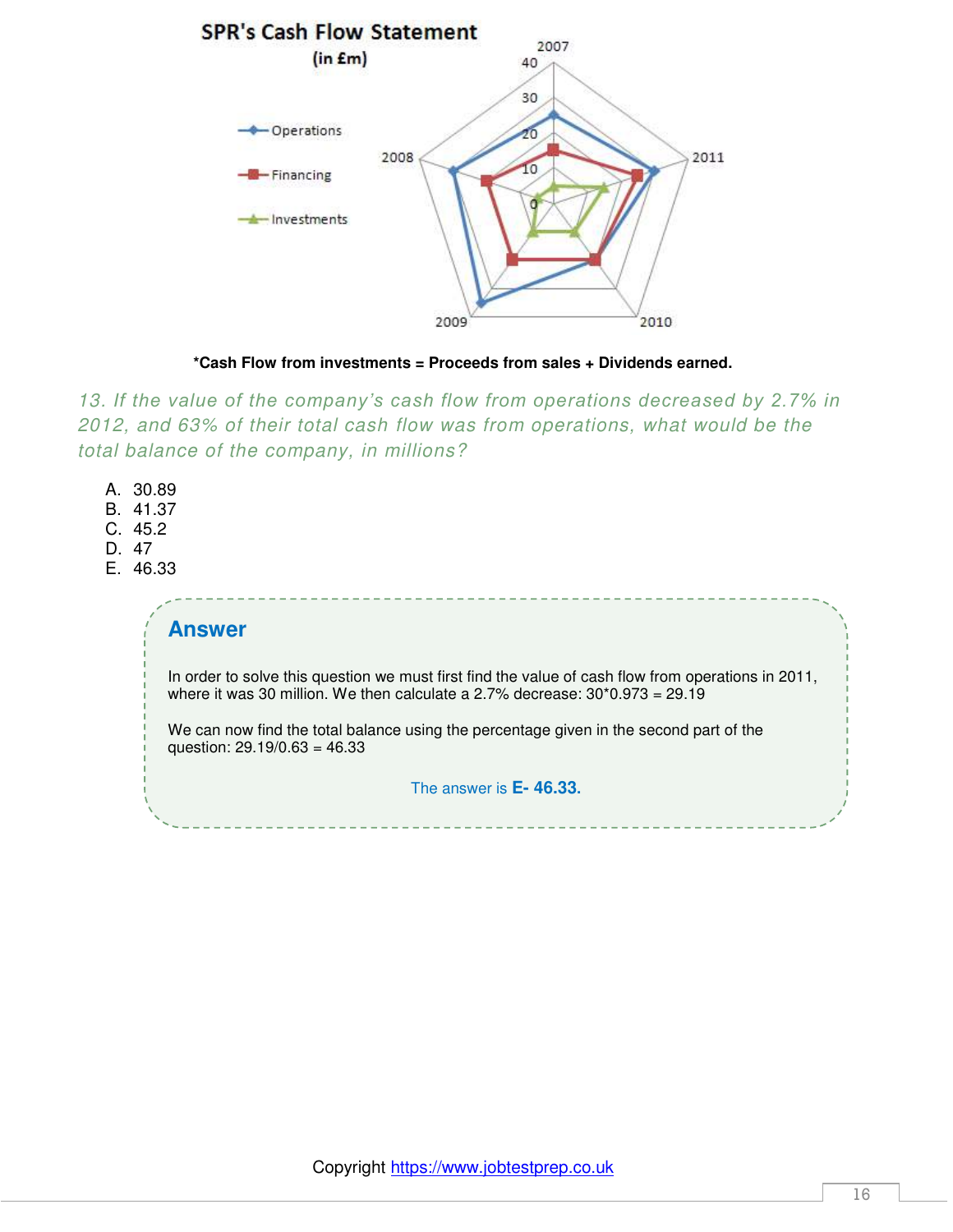SPR's Cash Flow Statement (in £m)

*Cash Flow from investments = Proceeds from sales + Dividends earned.**

*13. If the value of the company's cash flow from operations decreased by 2.7% in 2012, and 63% of their total cash flow was from operations, what would be the total balance of the company, in millions?*

A. 30.89
B. 41.37
C. 45.2
D. 47
E. 46.33

## Answer

In order to solve this question we must first find the value of cash flow from operations in 2011, where it was 30 million. We then calculate a 2.7% decrease: 30*0.973 = 29.19

We can now find the total balance using the percentage given in the second part of the question: 29.19/0.63 = 46.33

The answer is **E- 46.33.**

Copyright https://www.jobtestprep.co.uk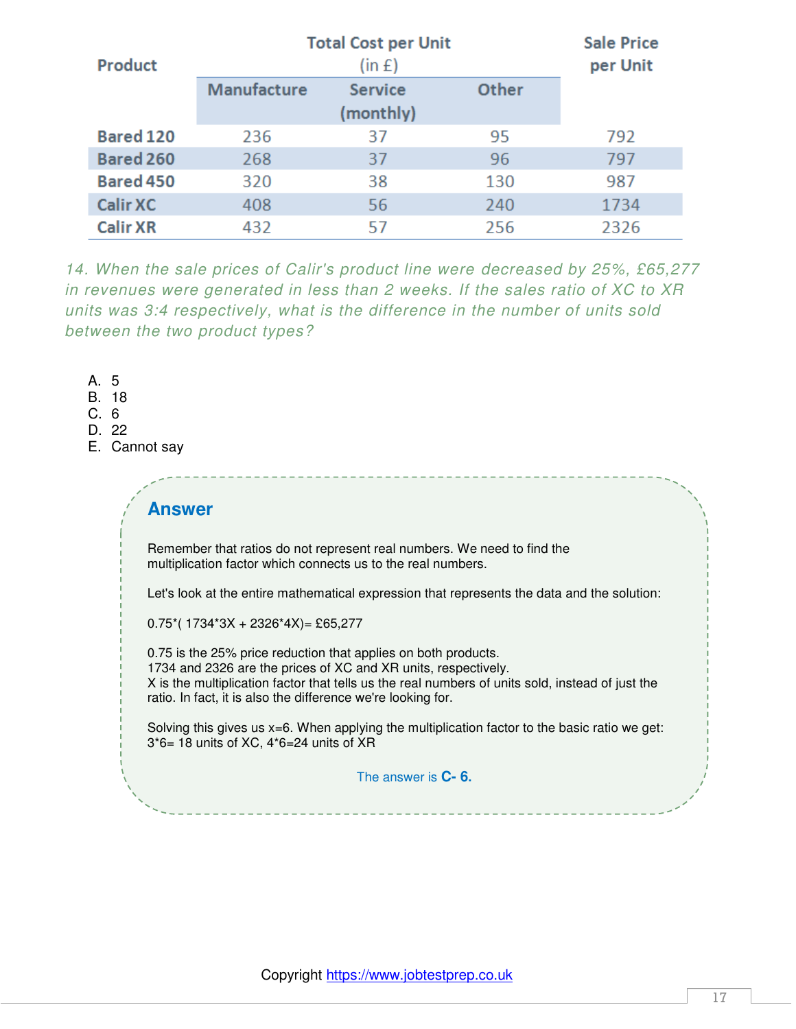| Product | Total Cost per Unit (in £) | | | Sale Price per Unit |
|---|---|---|---|---|
| | Manufacture | Service (monthly) | Other | |
| Bared 120 | 236 | 37 | 95 | 792 |
| Bared 260 | 268 | 37 | 96 | 797 |
| Bared 450 | 320 | 38 | 130 | 987 |
| Calir XC | 408 | 56 | 240 | 1734 |
| Calir XR | 432 | 57 | 256 | 2326 |

*14. When the sale prices of Calir's product line were decreased by 25%, £65,277 in revenues were generated in less than 2 weeks. If the sales ratio of XC to XR units was 3:4 respectively, what is the difference in the number of units sold between the two product types?*

A. 5
B. 18
C. 6
D. 22
E. Cannot say

## Answer

Remember that ratios do not represent real numbers. We need to find the multiplication factor which connects us to the real numbers.

Let's look at the entire mathematical expression that represents the data and the solution:

$0.75*( 1734*3X + 2326*4X)=$ £65,277

0.75 is the 25% price reduction that applies on both products.
1734 and 2326 are the prices of XC and XR units, respectively.
X is the multiplication factor that tells us the real numbers of units sold, instead of just the ratio. In fact, it is also the difference we're looking for.

Solving this gives us x=6. When applying the multiplication factor to the basic ratio we get:
3*6= 18 units of XC, 4*6=24 units of XR

The answer is **C- 6.**

Copyright https://www.jobtestprep.co.uk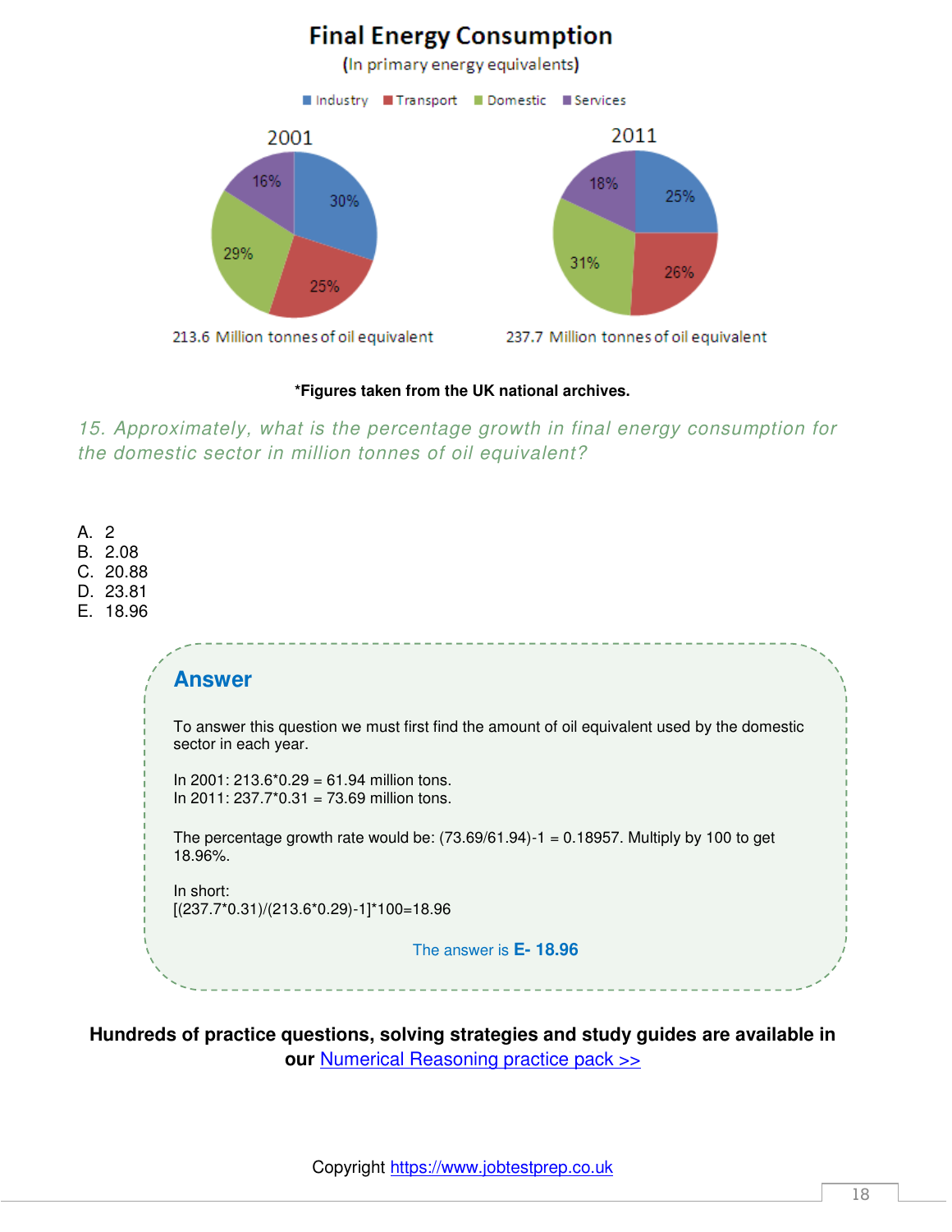# Final Energy Consumption

(In primary energy equivalents)

Industry
Transport
Domestic
Services

2001

16%
30%
29%
25%

213.6 Million tonnes of oil equivalent

2011

18%
25%
31%
26%

237.7 Million tonnes of oil equivalent

**\*Figures taken from the UK national archives.**

*15. Approximately, what is the percentage growth in final energy consumption for the domestic sector in million tonnes of oil equivalent?*

A. 2
B. 2.08
C. 20.88
D. 23.81
E. 18.96

## Answer

To answer this question we must first find the amount of oil equivalent used by the domestic sector in each year.

In 2001: 213.6*0.29 = 61.94 million tons.
In 2011: 237.7*0.31 = 73.69 million tons.

The percentage growth rate would be: (73.69/61.94)-1 = 0.18957. Multiply by 100 to get 18.96%.

In short:
[(237.7*0.31)/(213.6*0.29)-1]*100=18.96

The answer is **E- 18.96**

**Hundreds of practice questions, solving strategies and study guides are available in our** [Numerical Reasoning practice pack >>](https://www.jobtestprep.co.uk)

Copyright https://www.jobtestprep.co.uk